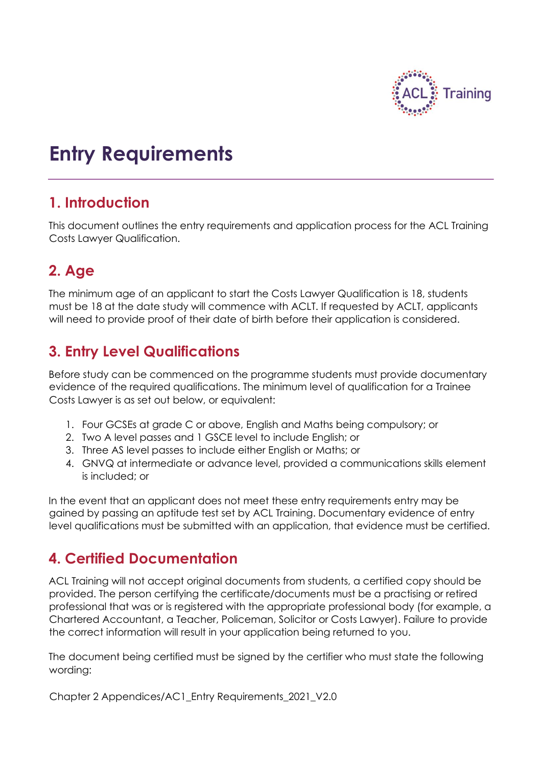# Entry Requirements

## 1. Introduction

This document outlines the entry requirements and application process for the ACL Training Costs Lawyer Qualification.

## 2. Age

The minimum age of an applicant to start the Costs Lawyer Qualification is 18, students must be 18 at the date study will commence with ACLT. If requested by ACLT, applicants will need to provide proof of their date of birth before their application is considered.

## 3. Entry Level Qualifications

Before study can be commenced on the programme students must provide documentary evidence of the required qualifications. The minimum level of qualification for a Trainee Costs Lawyer is as set out below, or equivalent:

1. Four GCSEs at grade C or above, English and Maths being compulsory; or
2. Two A level passes and 1 GSCE level to include English; or
3. Three AS level passes to include either English or Maths; or
4. GNVQ at intermediate or advance level, provided a communications skills element is included; or

In the event that an applicant does not meet these entry requirements entry may be gained by passing an aptitude test set by ACL Training. Documentary evidence of entry level qualifications must be submitted with an application, that evidence must be certified.

## 4. Certified Documentation

ACL Training will not accept original documents from students, a certified copy should be provided. The person certifying the certificate/documents must be a practising or retired professional that was or is registered with the appropriate professional body (for example, a Chartered Accountant, a Teacher, Policeman, Solicitor or Costs Lawyer). Failure to provide the correct information will result in your application being returned to you.

The document being certified must be signed by the certifier who must state the following wording: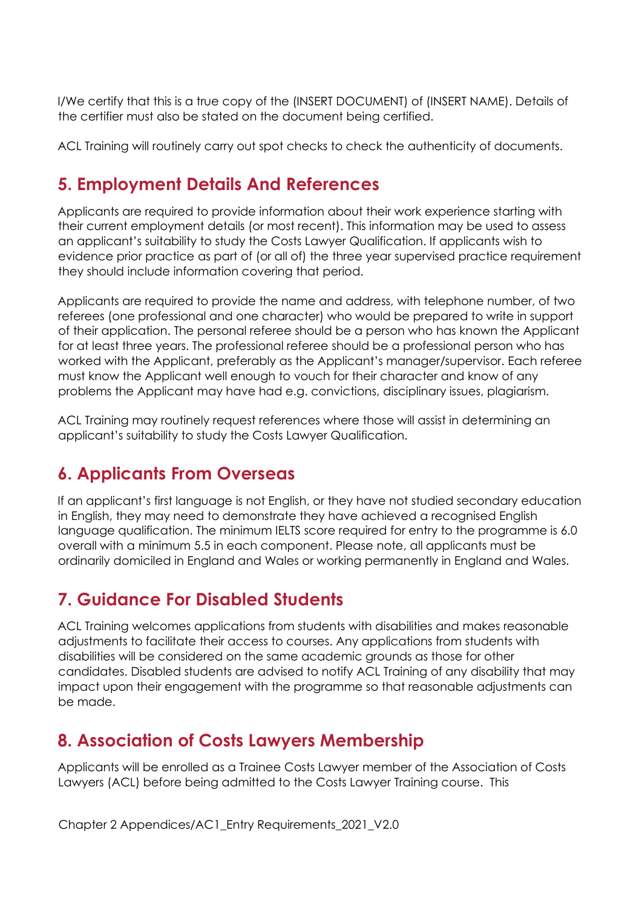I/We certify that this is a true copy of the (INSERT DOCUMENT) of (INSERT NAME). Details of the certifier must also be stated on the document being certified.

ACL Training will routinely carry out spot checks to check the authenticity of documents.

## 5. Employment Details And References

Applicants are required to provide information about their work experience starting with their current employment details (or most recent). This information may be used to assess an applicant's suitability to study the Costs Lawyer Qualification. If applicants wish to evidence prior practice as part of (or all of) the three year supervised practice requirement they should include information covering that period.

Applicants are required to provide the name and address, with telephone number, of two referees (one professional and one character) who would be prepared to write in support of their application. The personal referee should be a person who has known the Applicant for at least three years. The professional referee should be a professional person who has worked with the Applicant, preferably as the Applicant's manager/supervisor. Each referee must know the Applicant well enough to vouch for their character and know of any problems the Applicant may have had e.g. convictions, disciplinary issues, plagiarism.

ACL Training may routinely request references where those will assist in determining an applicant's suitability to study the Costs Lawyer Qualification.

## 6. Applicants From Overseas

If an applicant's first language is not English, or they have not studied secondary education in English, they may need to demonstrate they have achieved a recognised English language qualification. The minimum IELTS score required for entry to the programme is 6.0 overall with a minimum 5.5 in each component. Please note, all applicants must be ordinarily domiciled in England and Wales or working permanently in England and Wales.

## 7. Guidance For Disabled Students

ACL Training welcomes applications from students with disabilities and makes reasonable adjustments to facilitate their access to courses. Any applications from students with disabilities will be considered on the same academic grounds as those for other candidates. Disabled students are advised to notify ACL Training of any disability that may impact upon their engagement with the programme so that reasonable adjustments can be made.

## 8. Association of Costs Lawyers Membership

Applicants will be enrolled as a Trainee Costs Lawyer member of the Association of Costs Lawyers (ACL) before being admitted to the Costs Lawyer Training course. This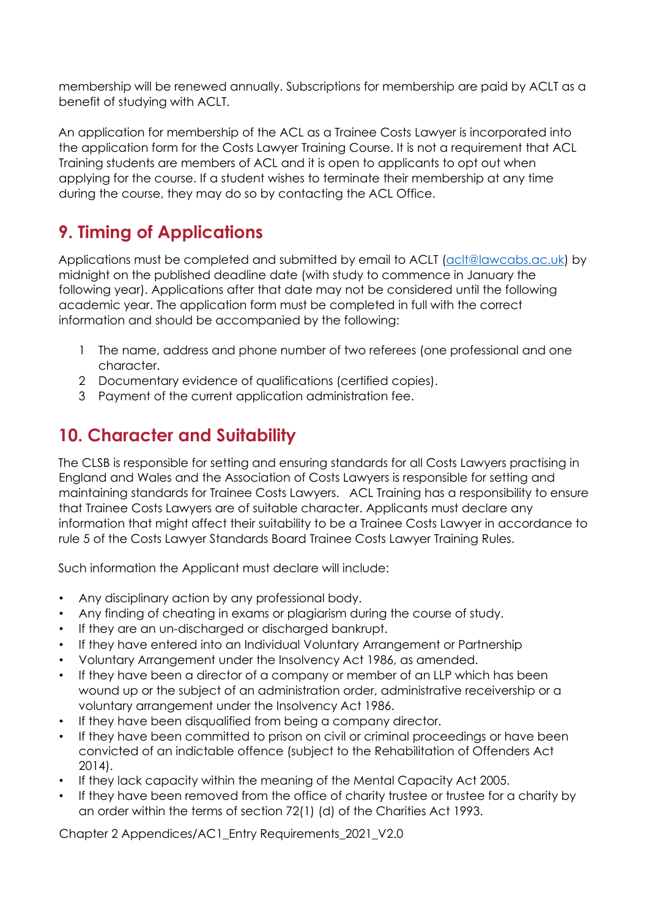membership will be renewed annually. Subscriptions for membership are paid by ACLT as a benefit of studying with ACLT.

An application for membership of the ACL as a Trainee Costs Lawyer is incorporated into the application form for the Costs Lawyer Training Course. It is not a requirement that ACL Training students are members of ACL and it is open to applicants to opt out when applying for the course. If a student wishes to terminate their membership at any time during the course, they may do so by contacting the ACL Office.

## 9. Timing of Applications

Applications must be completed and submitted by email to ACLT (aclt@lawcabs.ac.uk) by midnight on the published deadline date (with study to commence in January the following year). Applications after that date may not be considered until the following academic year. The application form must be completed in full with the correct information and should be accompanied by the following:

1. The name, address and phone number of two referees (one professional and one character.
2. Documentary evidence of qualifications (certified copies).
3. Payment of the current application administration fee.

## 10. Character and Suitability

The CLSB is responsible for setting and ensuring standards for all Costs Lawyers practising in England and Wales and the Association of Costs Lawyers is responsible for setting and maintaining standards for Trainee Costs Lawyers. ACL Training has a responsibility to ensure that Trainee Costs Lawyers are of suitable character. Applicants must declare any information that might affect their suitability to be a Trainee Costs Lawyer in accordance to rule 5 of the Costs Lawyer Standards Board Trainee Costs Lawyer Training Rules.

Such information the Applicant must declare will include:

- Any disciplinary action by any professional body.
- Any finding of cheating in exams or plagiarism during the course of study.
- If they are an un-discharged or discharged bankrupt.
- If they have entered into an Individual Voluntary Arrangement or Partnership
- Voluntary Arrangement under the Insolvency Act 1986, as amended.
- If they have been a director of a company or member of an LLP which has been wound up or the subject of an administration order, administrative receivership or a voluntary arrangement under the Insolvency Act 1986.
- If they have been disqualified from being a company director.
- If they have been committed to prison on civil or criminal proceedings or have been convicted of an indictable offence (subject to the Rehabilitation of Offenders Act 2014).
- If they lack capacity within the meaning of the Mental Capacity Act 2005.
- If they have been removed from the office of charity trustee or trustee for a charity by an order within the terms of section 72(1) (d) of the Charities Act 1993.

Chapter 2 Appendices/AC1_Entry Requirements_2021_V2.0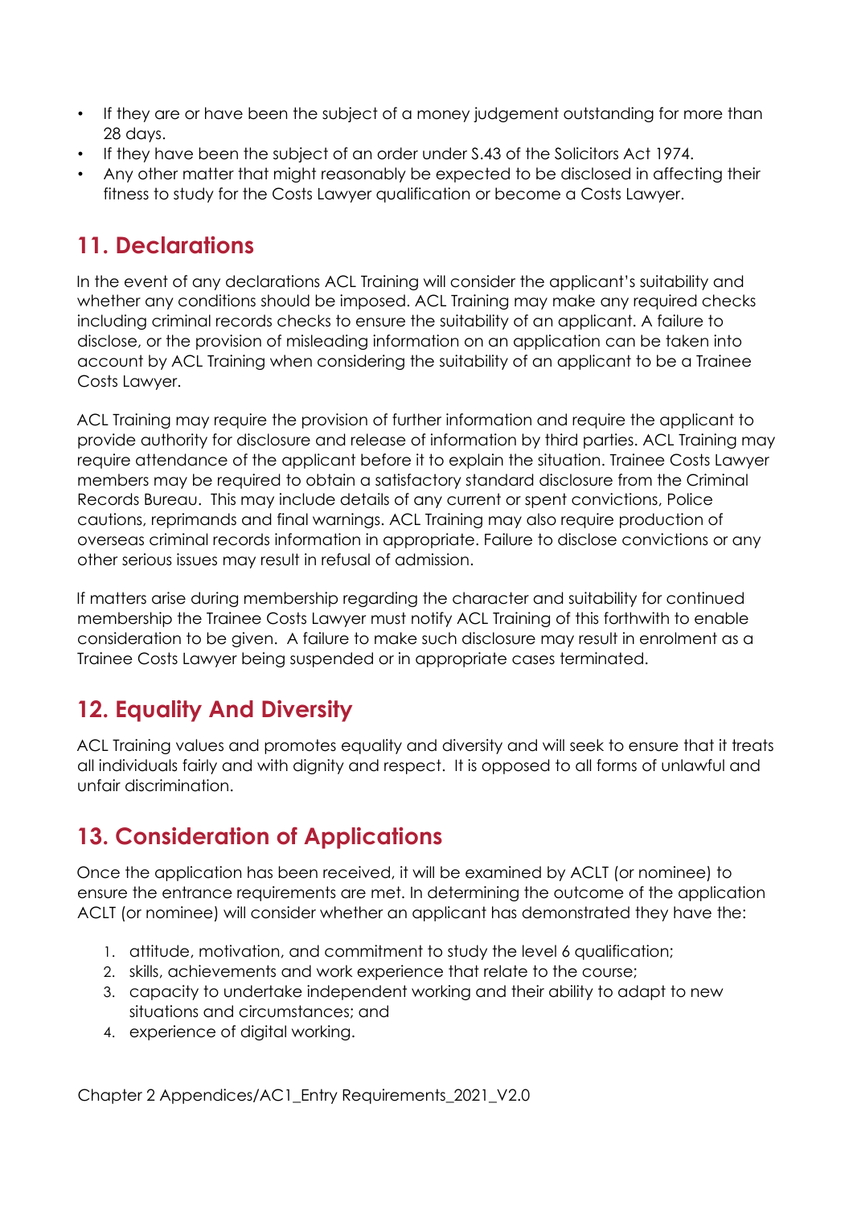- If they are or have been the subject of a money judgement outstanding for more than 28 days.
- If they have been the subject of an order under S.43 of the Solicitors Act 1974.
- Any other matter that might reasonably be expected to be disclosed in affecting their fitness to study for the Costs Lawyer qualification or become a Costs Lawyer.

## 11. Declarations

In the event of any declarations ACL Training will consider the applicant's suitability and whether any conditions should be imposed. ACL Training may make any required checks including criminal records checks to ensure the suitability of an applicant. A failure to disclose, or the provision of misleading information on an application can be taken into account by ACL Training when considering the suitability of an applicant to be a Trainee Costs Lawyer.

ACL Training may require the provision of further information and require the applicant to provide authority for disclosure and release of information by third parties. ACL Training may require attendance of the applicant before it to explain the situation. Trainee Costs Lawyer members may be required to obtain a satisfactory standard disclosure from the Criminal Records Bureau. This may include details of any current or spent convictions, Police cautions, reprimands and final warnings. ACL Training may also require production of overseas criminal records information in appropriate. Failure to disclose convictions or any other serious issues may result in refusal of admission.

If matters arise during membership regarding the character and suitability for continued membership the Trainee Costs Lawyer must notify ACL Training of this forthwith to enable consideration to be given. A failure to make such disclosure may result in enrolment as a Trainee Costs Lawyer being suspended or in appropriate cases terminated.

## 12. Equality And Diversity

ACL Training values and promotes equality and diversity and will seek to ensure that it treats all individuals fairly and with dignity and respect. It is opposed to all forms of unlawful and unfair discrimination.

## 13. Consideration of Applications

Once the application has been received, it will be examined by ACLT (or nominee) to ensure the entrance requirements are met. In determining the outcome of the application ACLT (or nominee) will consider whether an applicant has demonstrated they have the:

1. attitude, motivation, and commitment to study the level 6 qualification;
2. skills, achievements and work experience that relate to the course;
3. capacity to undertake independent working and their ability to adapt to new situations and circumstances; and
4. experience of digital working.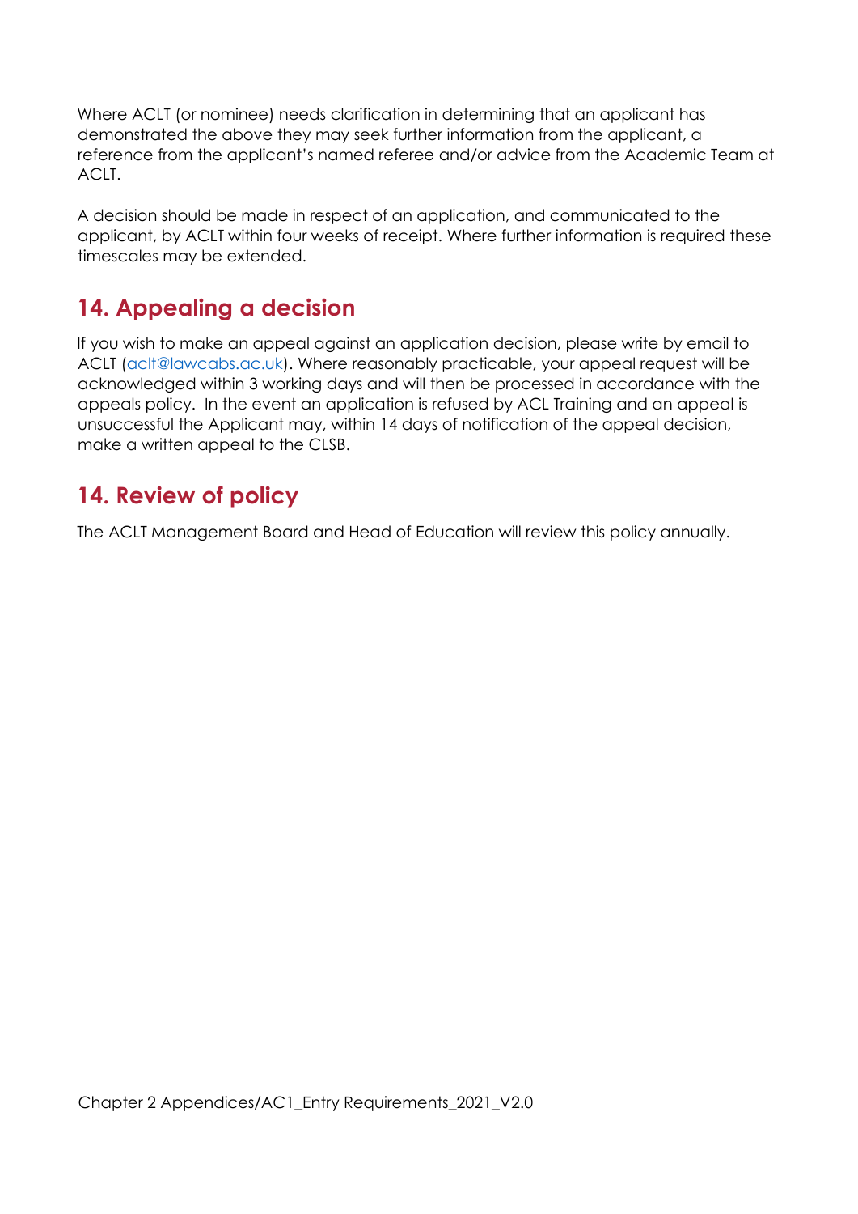Where ACLT (or nominee) needs clarification in determining that an applicant has demonstrated the above they may seek further information from the applicant, a reference from the applicant's named referee and/or advice from the Academic Team at ACLT.

A decision should be made in respect of an application, and communicated to the applicant, by ACLT within four weeks of receipt. Where further information is required these timescales may be extended.

## 14. Appealing a decision

If you wish to make an appeal against an application decision, please write by email to ACLT (aclt@lawcabs.ac.uk). Where reasonably practicable, your appeal request will be acknowledged within 3 working days and will then be processed in accordance with the appeals policy. In the event an application is refused by ACL Training and an appeal is unsuccessful the Applicant may, within 14 days of notification of the appeal decision, make a written appeal to the CLSB.

## 14. Review of policy

The ACLT Management Board and Head of Education will review this policy annually.

Chapter 2 Appendices/AC1_Entry Requirements_2021_V2.0